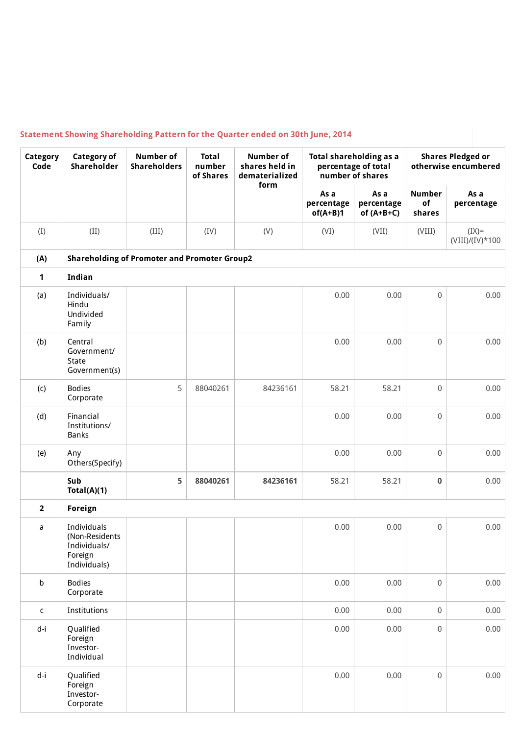## Statement Showing Shareholding Pattern for the Quarter ended on 30th June, 2014

| Category Code | Category of Shareholder | Number of Shareholders | Total number of Shares | Number of shares held in dematerialized form | Total shareholding as a percentage of total number of shares | | Shares Pledged or otherwise encumbered | |
|---|---|---|---|---|---|---|---|---|
| | | | | | As a percentage of(A+B)1 | As a percentage of (A+B+C) | Number of shares | As a percentage |
| (I) | (II) | (III) | (IV) | (V) | (VI) | (VII) | (VIII) | (IX)= (VIII)/(IV)*100 |
| **(A)** | **Shareholding of Promoter and Promoter Group2** | | | | | | | |
| **1** | **Indian** | | | | | | | |
| (a) | Individuals/ Hindu Undivided Family | | | | 0.00 | 0.00 | 0 | 0.00 |
| (b) | Central Government/ State Government(s) | | | | 0.00 | 0.00 | 0 | 0.00 |
| (c) | Bodies Corporate | 5 | 88040261 | 84236161 | 58.21 | 58.21 | 0 | 0.00 |
| (d) | Financial Institutions/ Banks | | | | 0.00 | 0.00 | 0 | 0.00 |
| (e) | Any Others(Specify) | | | | 0.00 | 0.00 | 0 | 0.00 |
| | **Sub Total(A)(1)** | **5** | **88040261** | **84236161** | 58.21 | 58.21 | **0** | 0.00 |
| **2** | **Foreign** | | | | | | | |
| a | Individuals (Non-Residents Individuals/ Foreign Individuals) | | | | 0.00 | 0.00 | 0 | 0.00 |
| b | Bodies Corporate | | | | 0.00 | 0.00 | 0 | 0.00 |
| c | Institutions | | | | 0.00 | 0.00 | 0 | 0.00 |
| d-i | Qualified Foreign Investor-Individual | | | | 0.00 | 0.00 | 0 | 0.00 |
| d-i | Qualified Foreign Investor-Corporate | | | | 0.00 | 0.00 | 0 | 0.00 |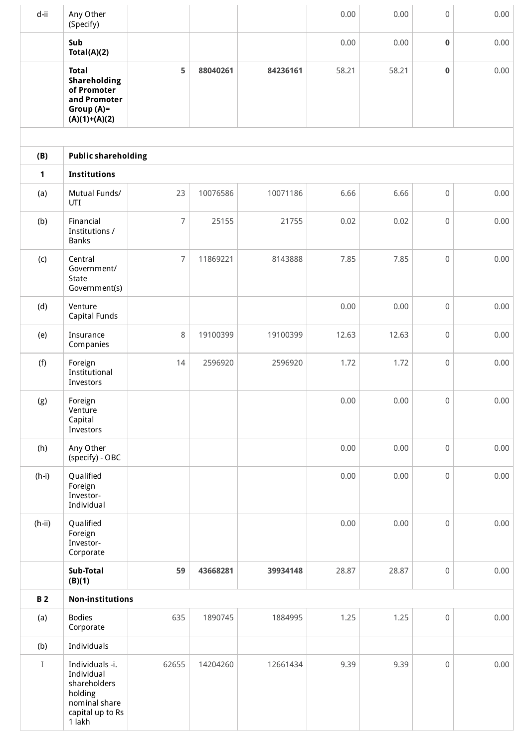| d-ii | Any Other (Specify) | | | | 0.00 | 0.00 | 0 | 0.00 |
|---|---|---|---|---|---|---|---|---|
| | **Sub Total(A)(2)** | | | | 0.00 | 0.00 | **0** | 0.00 |
| | **Total Shareholding of Promoter and Promoter Group (A)= (A)(1)+(A)(2)** | **5** | **88040261** | **84236161** | 58.21 | 58.21 | **0** | 0.00 |
| | | | | | | | | |
| **(B)** | **Public shareholding** | | | | | | | |
| **1** | **Institutions** | | | | | | | |
| (a) | Mutual Funds/ UTI | 23 | 10076586 | 10071186 | 6.66 | 6.66 | 0 | 0.00 |
| (b) | Financial Institutions / Banks | 7 | 25155 | 21755 | 0.02 | 0.02 | 0 | 0.00 |
| (c) | Central Government/ State Government(s) | 7 | 11869221 | 8143888 | 7.85 | 7.85 | 0 | 0.00 |
| (d) | Venture Capital Funds | | | | 0.00 | 0.00 | 0 | 0.00 |
| (e) | Insurance Companies | 8 | 19100399 | 19100399 | 12.63 | 12.63 | 0 | 0.00 |
| (f) | Foreign Institutional Investors | 14 | 2596920 | 2596920 | 1.72 | 1.72 | 0 | 0.00 |
| (g) | Foreign Venture Capital Investors | | | | 0.00 | 0.00 | 0 | 0.00 |
| (h) | Any Other (specify) - OBC | | | | 0.00 | 0.00 | 0 | 0.00 |
| (h-i) | Qualified Foreign Investor-Individual | | | | 0.00 | 0.00 | 0 | 0.00 |
| (h-ii) | Qualified Foreign Investor-Corporate | | | | 0.00 | 0.00 | 0 | 0.00 |
| | **Sub-Total (B)(1)** | **59** | **43668281** | **39934148** | 28.87 | 28.87 | 0 | 0.00 |
| **B 2** | **Non-institutions** | | | | | | | |
| (a) | Bodies Corporate | 635 | 1890745 | 1884995 | 1.25 | 1.25 | 0 | 0.00 |
| (b) | Individuals | | | | | | | |
| I | Individuals -i. Individual shareholders holding nominal share capital up to Rs 1 lakh | 62655 | 14204260 | 12661434 | 9.39 | 9.39 | 0 | 0.00 |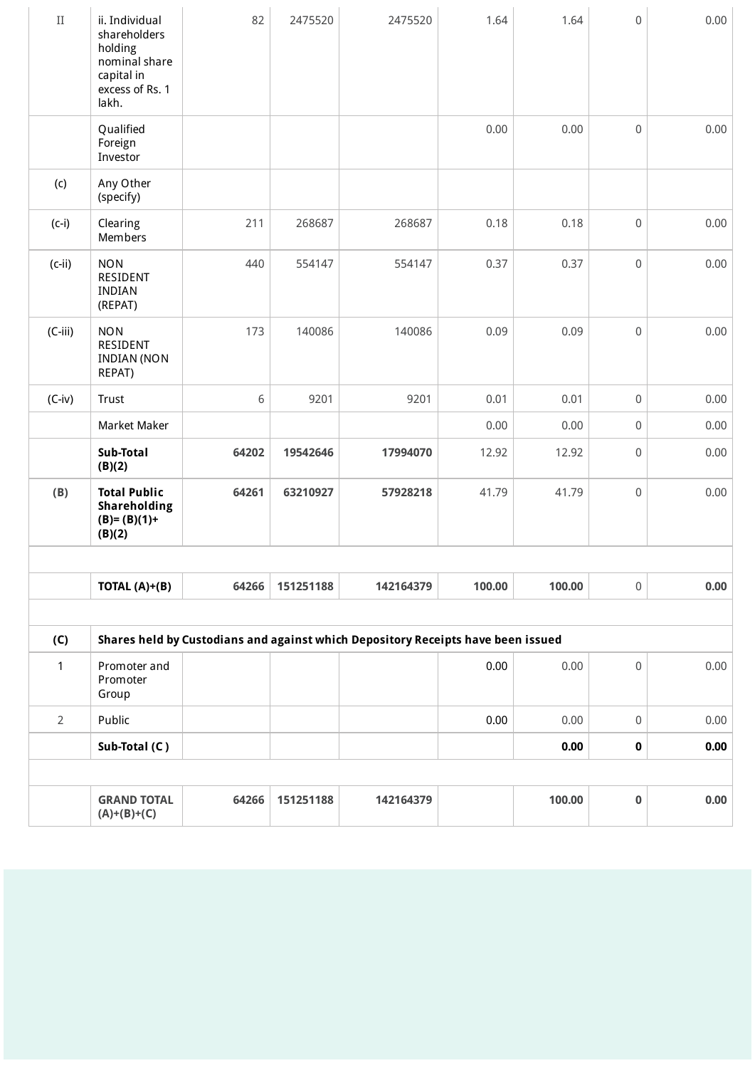| | | | | | | | | |
|---|---|---|---|---|---|---|---|---|
| II | ii. Individual shareholders holding nominal share capital in excess of Rs. 1 lakh. | 82 | 2475520 | 2475520 | 1.64 | 1.64 | 0 | 0.00 |
| | Qualified Foreign Investor | | | | 0.00 | 0.00 | 0 | 0.00 |
| (c) | Any Other (specify) | | | | | | | |
| (c-i) | Clearing Members | 211 | 268687 | 268687 | 0.18 | 0.18 | 0 | 0.00 |
| (c-ii) | NON RESIDENT INDIAN (REPAT) | 440 | 554147 | 554147 | 0.37 | 0.37 | 0 | 0.00 |
| (C-iii) | NON RESIDENT INDIAN (NON REPAT) | 173 | 140086 | 140086 | 0.09 | 0.09 | 0 | 0.00 |
| (C-iv) | Trust | 6 | 9201 | 9201 | 0.01 | 0.01 | 0 | 0.00 |
| | Market Maker | | | | 0.00 | 0.00 | 0 | 0.00 |
| | **Sub-Total (B)(2)** | **64202** | **19542646** | **17994070** | 12.92 | 12.92 | 0 | 0.00 |
| **(B)** | **Total Public Shareholding (B)= (B)(1)+ (B)(2)** | **64261** | **63210927** | **57928218** | 41.79 | 41.79 | 0 | 0.00 |
| | | | | | | | | |
| | **TOTAL (A)+(B)** | **64266** | **151251188** | **142164379** | **100.00** | **100.00** | 0 | **0.00** |
| | | | | | | | | |
| **(C)** | **Shares held by Custodians and against which Depository Receipts have been issued** | | | | | | | |
| 1 | Promoter and Promoter Group | | | | 0.00 | 0.00 | 0 | 0.00 |
| 2 | Public | | | | 0.00 | 0.00 | 0 | 0.00 |
| | **Sub-Total (C )** | | | | | **0.00** | **0** | **0.00** |
| | | | | | | | | |
| | **GRAND TOTAL (A)+(B)+(C)** | **64266** | **151251188** | **142164379** | | **100.00** | **0** | **0.00** |